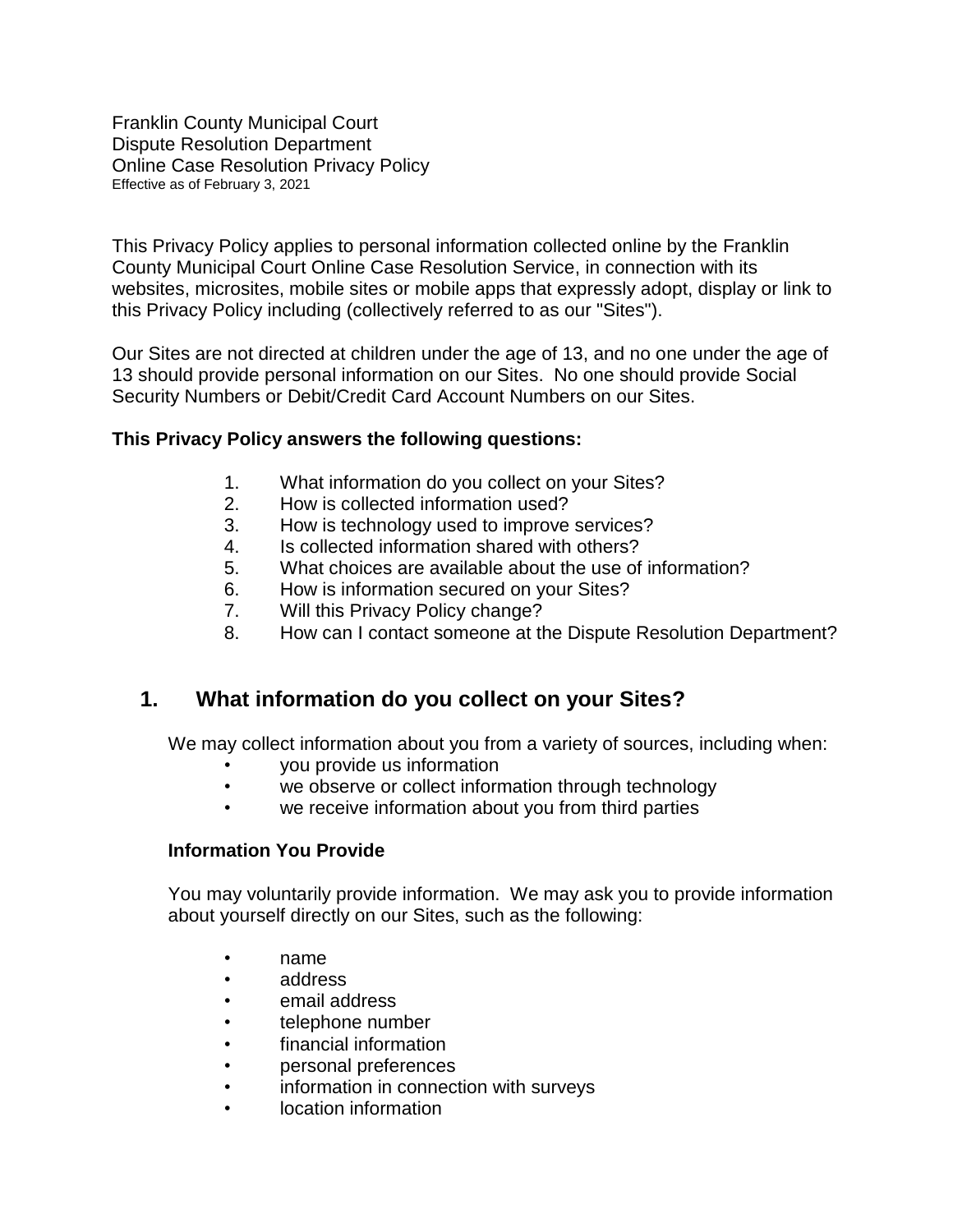Franklin County Municipal Court
Dispute Resolution Department
Online Case Resolution Privacy Policy
Effective as of February 3, 2021

This Privacy Policy applies to personal information collected online by the Franklin County Municipal Court Online Case Resolution Service, in connection with its websites, microsites, mobile sites or mobile apps that expressly adopt, display or link to this Privacy Policy including (collectively referred to as our "Sites").

Our Sites are not directed at children under the age of 13, and no one under the age of 13 should provide personal information on our Sites. No one should provide Social Security Numbers or Debit/Credit Card Account Numbers on our Sites.

**This Privacy Policy answers the following questions:**

1. What information do you collect on your Sites?
2. How is collected information used?
3. How is technology used to improve services?
4. Is collected information shared with others?
5. What choices are available about the use of information?
6. How is information secured on your Sites?
7. Will this Privacy Policy change?
8. How can I contact someone at the Dispute Resolution Department?

## 1. What information do you collect on your Sites?

We may collect information about you from a variety of sources, including when:

- you provide us information
- we observe or collect information through technology
- we receive information about you from third parties

**Information You Provide**

You may voluntarily provide information. We may ask you to provide information about yourself directly on our Sites, such as the following:

- name
- address
- email address
- telephone number
- financial information
- personal preferences
- information in connection with surveys
- location information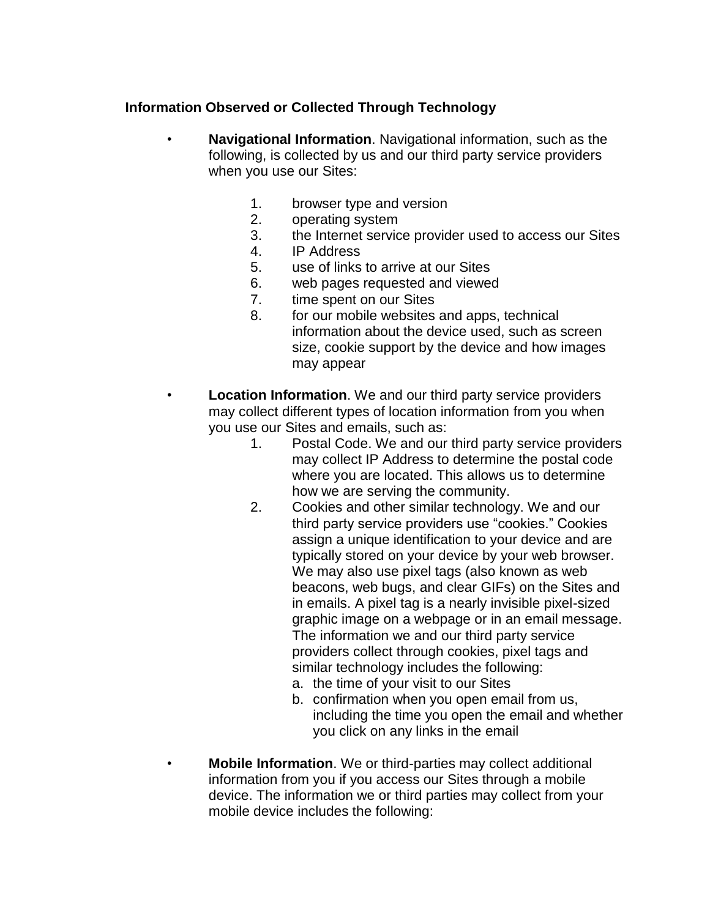### Information Observed or Collected Through Technology

- **Navigational Information**. Navigational information, such as the following, is collected by us and our third party service providers when you use our Sites:

  1. browser type and version
  2. operating system
  3. the Internet service provider used to access our Sites
  4. IP Address
  5. use of links to arrive at our Sites
  6. web pages requested and viewed
  7. time spent on our Sites
  8. for our mobile websites and apps, technical information about the device used, such as screen size, cookie support by the device and how images may appear

- **Location Information**. We and our third party service providers may collect different types of location information from you when you use our Sites and emails, such as:
  1. Postal Code. We and our third party service providers may collect IP Address to determine the postal code where you are located. This allows us to determine how we are serving the community.
  2. Cookies and other similar technology. We and our third party service providers use "cookies." Cookies assign a unique identification to your device and are typically stored on your device by your web browser. We may also use pixel tags (also known as web beacons, web bugs, and clear GIFs) on the Sites and in emails. A pixel tag is a nearly invisible pixel-sized graphic image on a webpage or in an email message. The information we and our third party service providers collect through cookies, pixel tags and similar technology includes the following:
     a. the time of your visit to our Sites
     b. confirmation when you open email from us, including the time you open the email and whether you click on any links in the email

- **Mobile Information**. We or third-parties may collect additional information from you if you access our Sites through a mobile device. The information we or third parties may collect from your mobile device includes the following: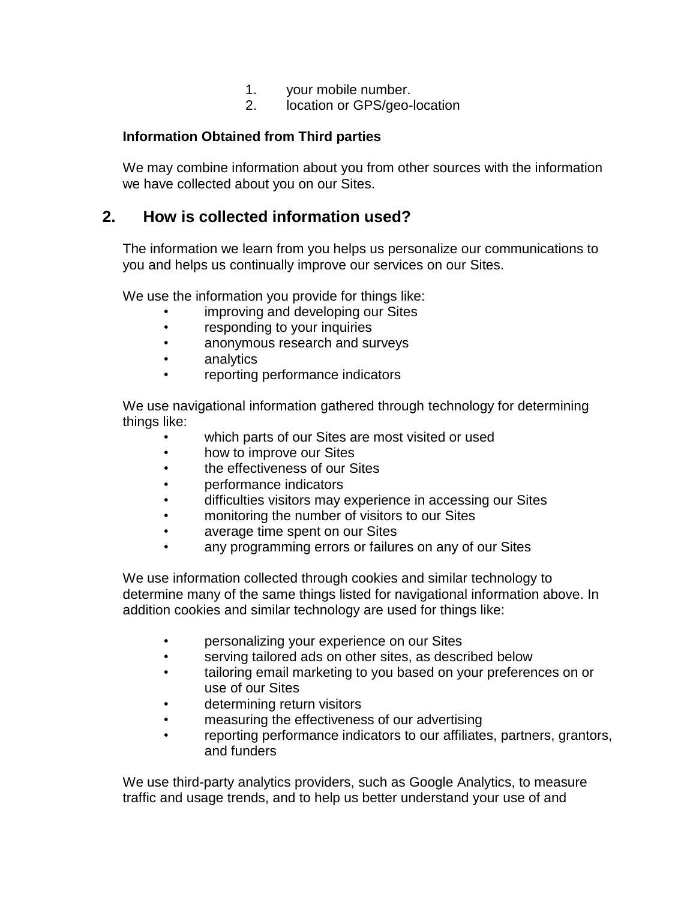1. your mobile number.
2. location or GPS/geo-location

**Information Obtained from Third parties**

We may combine information about you from other sources with the information we have collected about you on our Sites.

## 2. How is collected information used?

The information we learn from you helps us personalize our communications to you and helps us continually improve our services on our Sites.

We use the information you provide for things like:

- improving and developing our Sites
- responding to your inquiries
- anonymous research and surveys
- analytics
- reporting performance indicators

We use navigational information gathered through technology for determining things like:

- which parts of our Sites are most visited or used
- how to improve our Sites
- the effectiveness of our Sites
- performance indicators
- difficulties visitors may experience in accessing our Sites
- monitoring the number of visitors to our Sites
- average time spent on our Sites
- any programming errors or failures on any of our Sites

We use information collected through cookies and similar technology to determine many of the same things listed for navigational information above. In addition cookies and similar technology are used for things like:

- personalizing your experience on our Sites
- serving tailored ads on other sites, as described below
- tailoring email marketing to you based on your preferences on or use of our Sites
- determining return visitors
- measuring the effectiveness of our advertising
- reporting performance indicators to our affiliates, partners, grantors, and funders

We use third-party analytics providers, such as Google Analytics, to measure traffic and usage trends, and to help us better understand your use of and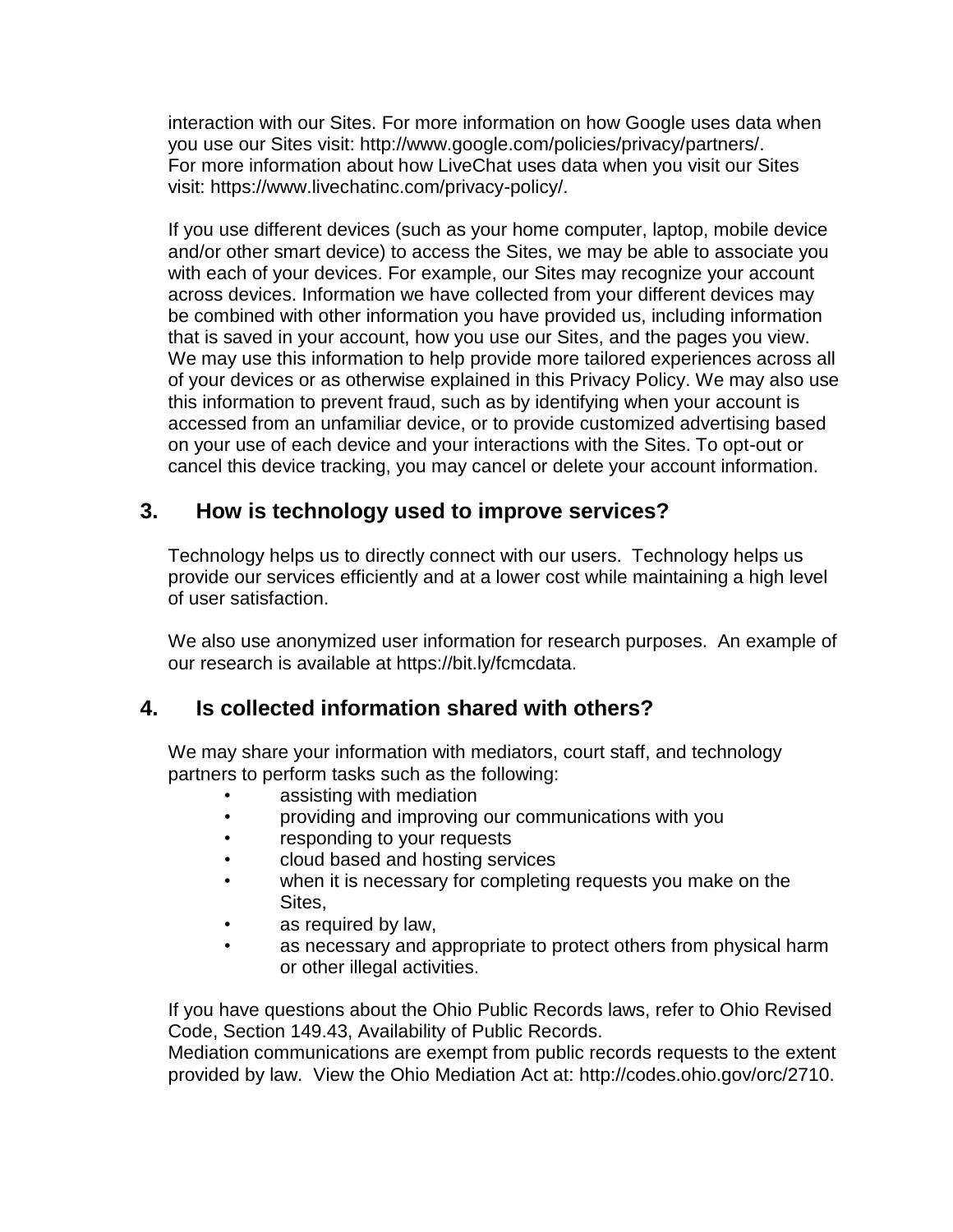interaction with our Sites. For more information on how Google uses data when you use our Sites visit: http://www.google.com/policies/privacy/partners/. For more information about how LiveChat uses data when you visit our Sites visit: https://www.livechatinc.com/privacy-policy/.

If you use different devices (such as your home computer, laptop, mobile device and/or other smart device) to access the Sites, we may be able to associate you with each of your devices. For example, our Sites may recognize your account across devices. Information we have collected from your different devices may be combined with other information you have provided us, including information that is saved in your account, how you use our Sites, and the pages you view. We may use this information to help provide more tailored experiences across all of your devices or as otherwise explained in this Privacy Policy. We may also use this information to prevent fraud, such as by identifying when your account is accessed from an unfamiliar device, or to provide customized advertising based on your use of each device and your interactions with the Sites. To opt-out or cancel this device tracking, you may cancel or delete your account information.

## 3. How is technology used to improve services?

Technology helps us to directly connect with our users. Technology helps us provide our services efficiently and at a lower cost while maintaining a high level of user satisfaction.

We also use anonymized user information for research purposes. An example of our research is available at https://bit.ly/fcmcdata.

## 4. Is collected information shared with others?

We may share your information with mediators, court staff, and technology partners to perform tasks such as the following:

- assisting with mediation
- providing and improving our communications with you
- responding to your requests
- cloud based and hosting services
- when it is necessary for completing requests you make on the Sites,
- as required by law,
- as necessary and appropriate to protect others from physical harm or other illegal activities.

If you have questions about the Ohio Public Records laws, refer to Ohio Revised Code, Section 149.43, Availability of Public Records.
Mediation communications are exempt from public records requests to the extent provided by law. View the Ohio Mediation Act at: http://codes.ohio.gov/orc/2710.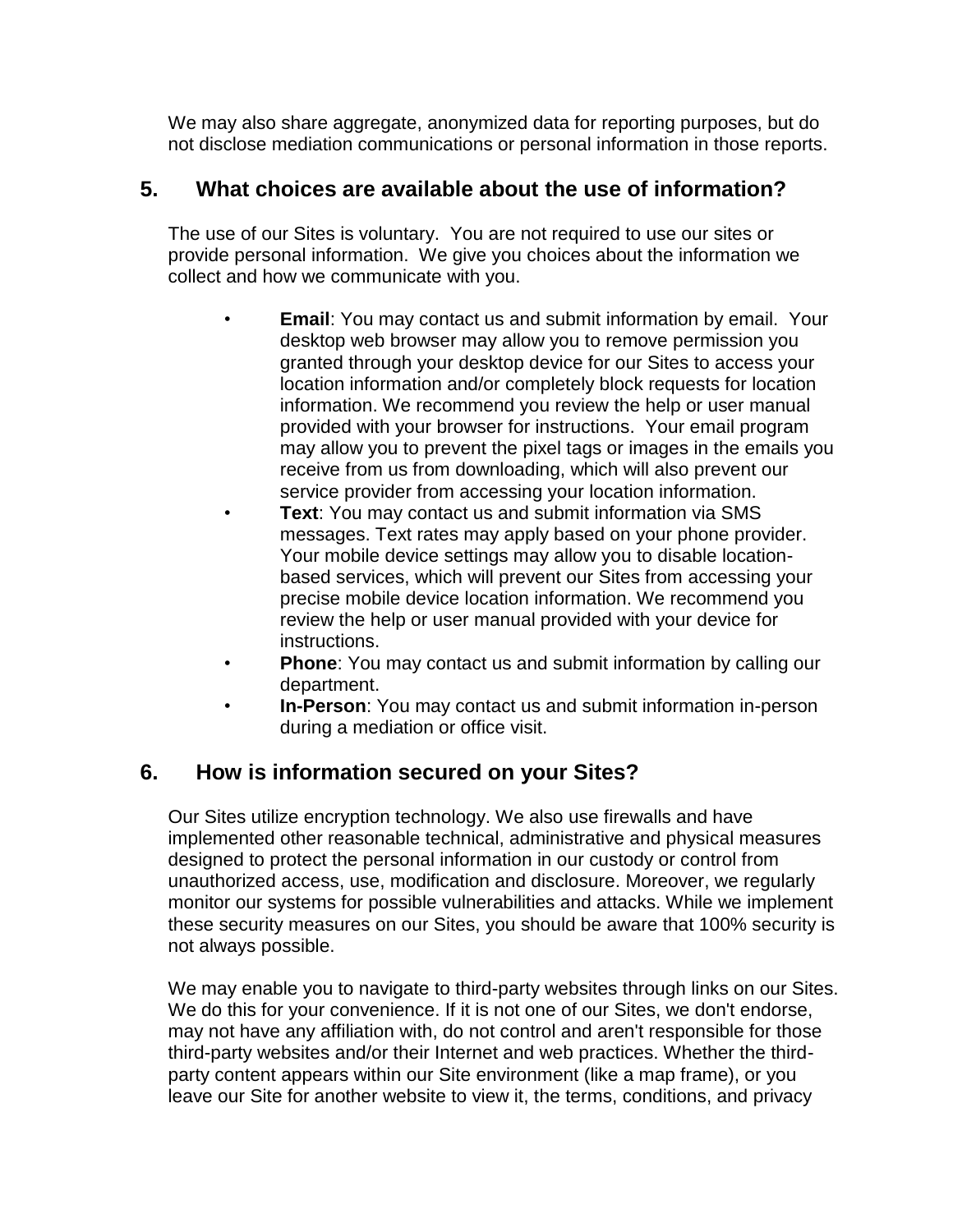We may also share aggregate, anonymized data for reporting purposes, but do not disclose mediation communications or personal information in those reports.

## 5. What choices are available about the use of information?

The use of our Sites is voluntary. You are not required to use our sites or provide personal information. We give you choices about the information we collect and how we communicate with you.

- **Email**: You may contact us and submit information by email. Your desktop web browser may allow you to remove permission you granted through your desktop device for our Sites to access your location information and/or completely block requests for location information. We recommend you review the help or user manual provided with your browser for instructions. Your email program may allow you to prevent the pixel tags or images in the emails you receive from us from downloading, which will also prevent our service provider from accessing your location information.
- **Text**: You may contact us and submit information via SMS messages. Text rates may apply based on your phone provider. Your mobile device settings may allow you to disable location-based services, which will prevent our Sites from accessing your precise mobile device location information. We recommend you review the help or user manual provided with your device for instructions.
- **Phone**: You may contact us and submit information by calling our department.
- **In-Person**: You may contact us and submit information in-person during a mediation or office visit.

## 6. How is information secured on your Sites?

Our Sites utilize encryption technology. We also use firewalls and have implemented other reasonable technical, administrative and physical measures designed to protect the personal information in our custody or control from unauthorized access, use, modification and disclosure. Moreover, we regularly monitor our systems for possible vulnerabilities and attacks. While we implement these security measures on our Sites, you should be aware that 100% security is not always possible.

We may enable you to navigate to third-party websites through links on our Sites. We do this for your convenience. If it is not one of our Sites, we don't endorse, may not have any affiliation with, do not control and aren't responsible for those third-party websites and/or their Internet and web practices. Whether the third-party content appears within our Site environment (like a map frame), or you leave our Site for another website to view it, the terms, conditions, and privacy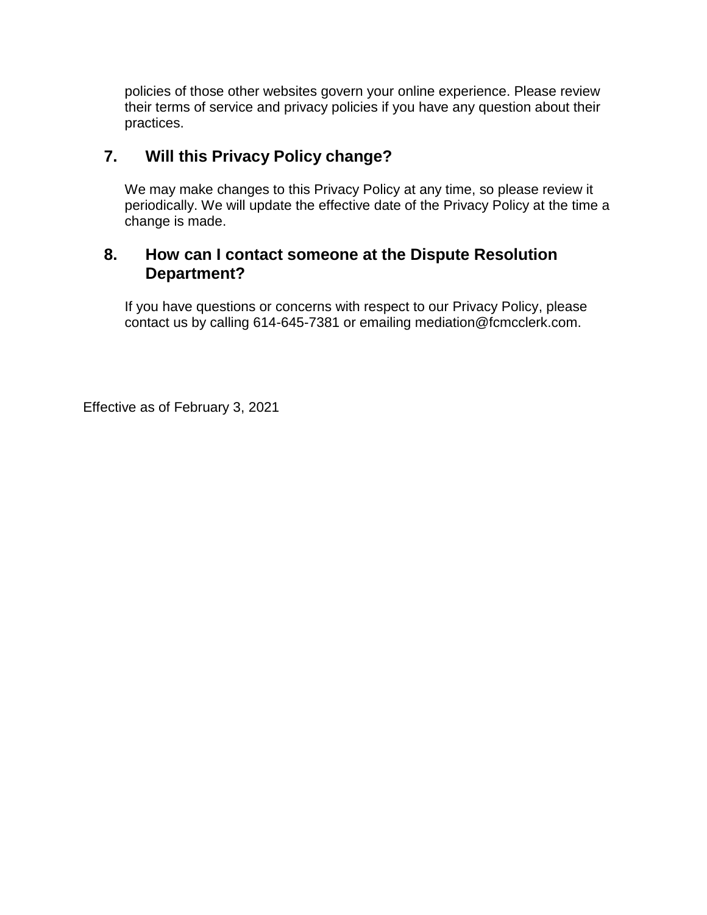policies of those other websites govern your online experience. Please review their terms of service and privacy policies if you have any question about their practices.

## 7. Will this Privacy Policy change?

We may make changes to this Privacy Policy at any time, so please review it periodically. We will update the effective date of the Privacy Policy at the time a change is made.

## 8. How can I contact someone at the Dispute Resolution Department?

If you have questions or concerns with respect to our Privacy Policy, please contact us by calling 614-645-7381 or emailing mediation@fcmcclerk.com.

Effective as of February 3, 2021